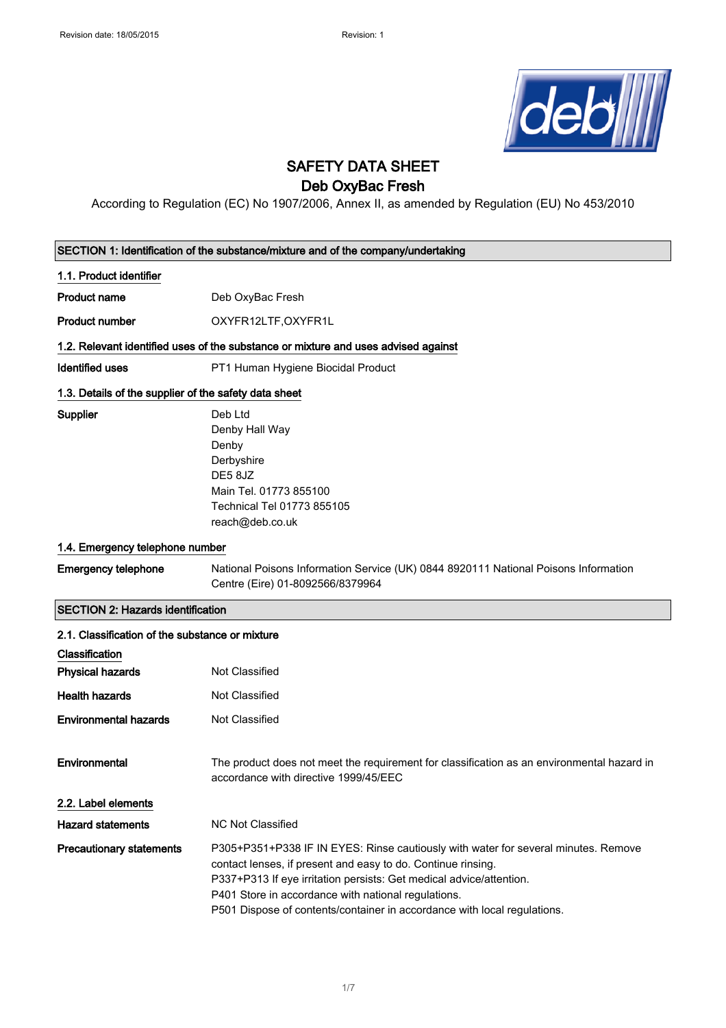# SAFETY DATA SHEET

## Deb OxyBac Fresh

According to Regulation (EC) No 1907/2006, Annex II, as amended by Regulation (EU) No 453/2010

## SECTION 1: Identification of the substance/mixture and of the company/undertaking

### 1.1. Product identifier

| | |
|---|---|
| **Product name** | Deb OxyBac Fresh |
| **Product number** | OXYFR12LTF,OXYFR1L |

### 1.2. Relevant identified uses of the substance or mixture and uses advised against

| | |
|---|---|
| **Identified uses** | PT1 Human Hygiene Biocidal Product |

### 1.3. Details of the supplier of the safety data sheet

**Supplier**

Deb Ltd
Denby Hall Way
Denby
Derbyshire
DE5 8JZ
Main Tel. 01773 855100
Technical Tel 01773 855105
reach@deb.co.uk

### 1.4. Emergency telephone number

| | |
|---|---|
| **Emergency telephone** | National Poisons Information Service (UK) 0844 8920111 National Poisons Information Centre (Eire) 01-8092566/8379964 |

## SECTION 2: Hazards identification

### 2.1. Classification of the substance or mixture

**Classification**

| | |
|---|---|
| **Physical hazards** | Not Classified |
| **Health hazards** | Not Classified |
| **Environmental hazards** | Not Classified |
| **Environmental** | The product does not meet the requirement for classification as an environmental hazard in accordance with directive 1999/45/EEC |

### 2.2. Label elements

**Hazard statements**

NC Not Classified

**Precautionary statements**

P305+P351+P338 IF IN EYES: Rinse cautiously with water for several minutes. Remove contact lenses, if present and easy to do. Continue rinsing.
P337+P313 If eye irritation persists: Get medical advice/attention.
P401 Store in accordance with national regulations.
P501 Dispose of contents/container in accordance with local regulations.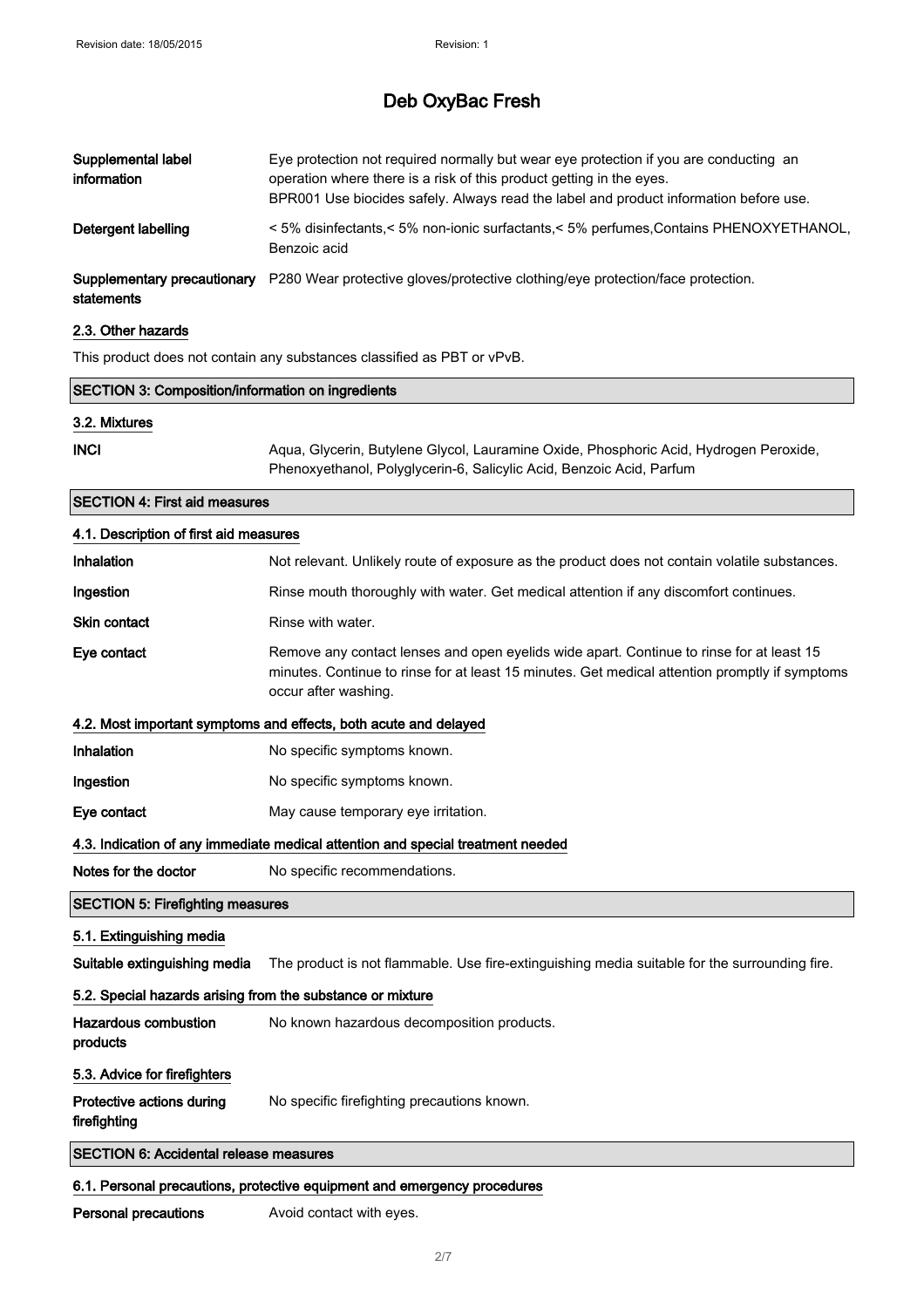# Deb OxyBac Fresh

**Supplemental label information**: Eye protection not required normally but wear eye protection if you are conducting an operation where there is a risk of this product getting in the eyes.
BPR001 Use biocides safely. Always read the label and product information before use.

**Detergent labelling**: < 5% disinfectants,< 5% non-ionic surfactants,< 5% perfumes,Contains PHENOXYETHANOL, Benzoic acid

**Supplementary precautionary statements**: P280 Wear protective gloves/protective clothing/eye protection/face protection.

### 2.3. Other hazards

This product does not contain any substances classified as PBT or vPvB.

## SECTION 3: Composition/information on ingredients

### 3.2. Mixtures

**INCI**: Aqua, Glycerin, Butylene Glycol, Lauramine Oxide, Phosphoric Acid, Hydrogen Peroxide, Phenoxyethanol, Polyglycerin-6, Salicylic Acid, Benzoic Acid, Parfum

## SECTION 4: First aid measures

### 4.1. Description of first aid measures

**Inhalation**: Not relevant. Unlikely route of exposure as the product does not contain volatile substances.

**Ingestion**: Rinse mouth thoroughly with water. Get medical attention if any discomfort continues.

**Skin contact**: Rinse with water.

**Eye contact**: Remove any contact lenses and open eyelids wide apart. Continue to rinse for at least 15 minutes. Continue to rinse for at least 15 minutes. Get medical attention promptly if symptoms occur after washing.

### 4.2. Most important symptoms and effects, both acute and delayed

**Inhalation**: No specific symptoms known.

**Ingestion**: No specific symptoms known.

**Eye contact**: May cause temporary eye irritation.

### 4.3. Indication of any immediate medical attention and special treatment needed

**Notes for the doctor**: No specific recommendations.

## SECTION 5: Firefighting measures

### 5.1. Extinguishing media

**Suitable extinguishing media**: The product is not flammable. Use fire-extinguishing media suitable for the surrounding fire.

### 5.2. Special hazards arising from the substance or mixture

**Hazardous combustion products**: No known hazardous decomposition products.

### 5.3. Advice for firefighters

**Protective actions during firefighting**: No specific firefighting precautions known.

## SECTION 6: Accidental release measures

### 6.1. Personal precautions, protective equipment and emergency procedures

**Personal precautions**: Avoid contact with eyes.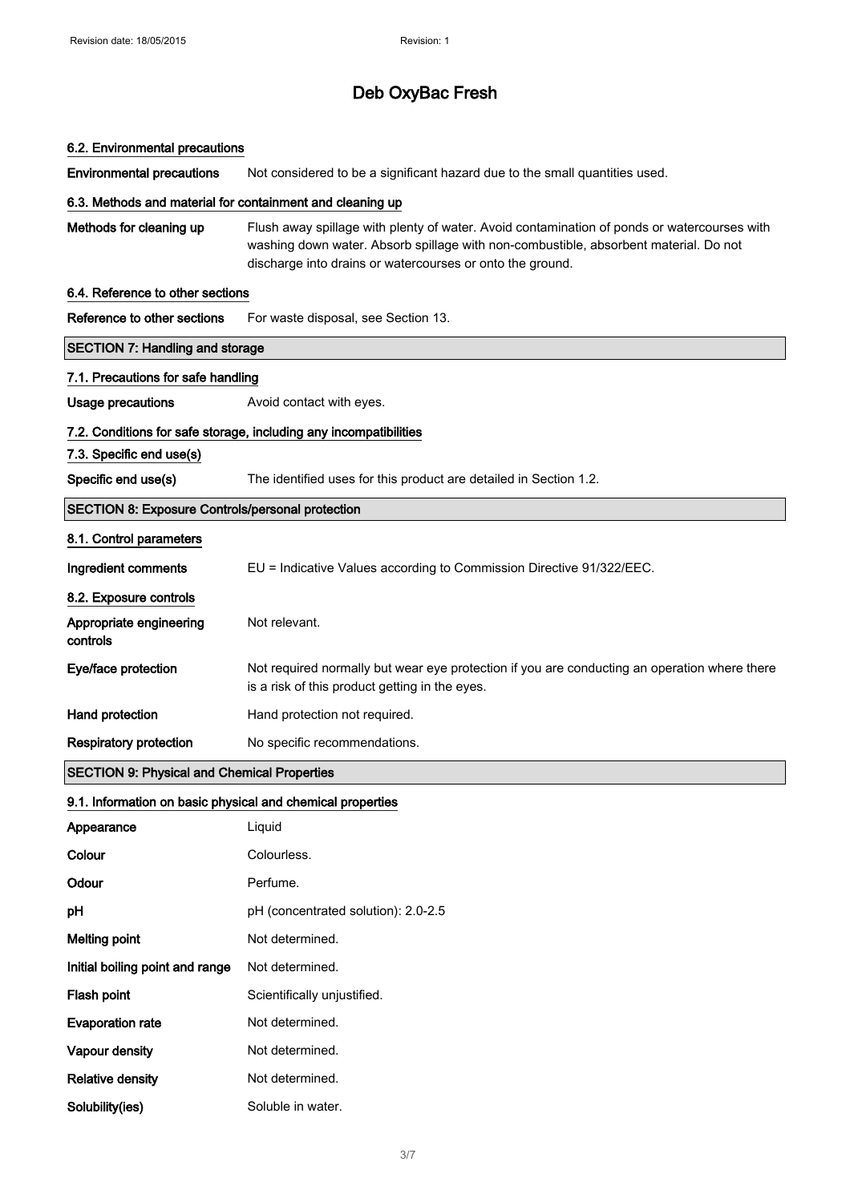# Deb OxyBac Fresh

### 6.2. Environmental precautions

**Environmental precautions** Not considered to be a significant hazard due to the small quantities used.

### 6.3. Methods and material for containment and cleaning up

**Methods for cleaning up** Flush away spillage with plenty of water. Avoid contamination of ponds or watercourses with washing down water. Absorb spillage with non-combustible, absorbent material. Do not discharge into drains or watercourses or onto the ground.

### 6.4. Reference to other sections

**Reference to other sections** For waste disposal, see Section 13.

## SECTION 7: Handling and storage

### 7.1. Precautions for safe handling

**Usage precautions** Avoid contact with eyes.

### 7.2. Conditions for safe storage, including any incompatibilities

### 7.3. Specific end use(s)

**Specific end use(s)** The identified uses for this product are detailed in Section 1.2.

## SECTION 8: Exposure Controls/personal protection

### 8.1. Control parameters

**Ingredient comments** EU = Indicative Values according to Commission Directive 91/322/EEC.

### 8.2. Exposure controls

**Appropriate engineering controls** Not relevant.

**Eye/face protection** Not required normally but wear eye protection if you are conducting an operation where there is a risk of this product getting in the eyes.

**Hand protection** Hand protection not required.

**Respiratory protection** No specific recommendations.

## SECTION 9: Physical and Chemical Properties

### 9.1. Information on basic physical and chemical properties

| Property | Value |
| --- | --- |
| **Appearance** | Liquid |
| **Colour** | Colourless. |
| **Odour** | Perfume. |
| **pH** | pH (concentrated solution): 2.0-2.5 |
| **Melting point** | Not determined. |
| **Initial boiling point and range** | Not determined. |
| **Flash point** | Scientifically unjustified. |
| **Evaporation rate** | Not determined. |
| **Vapour density** | Not determined. |
| **Relative density** | Not determined. |
| **Solubility(ies)** | Soluble in water. |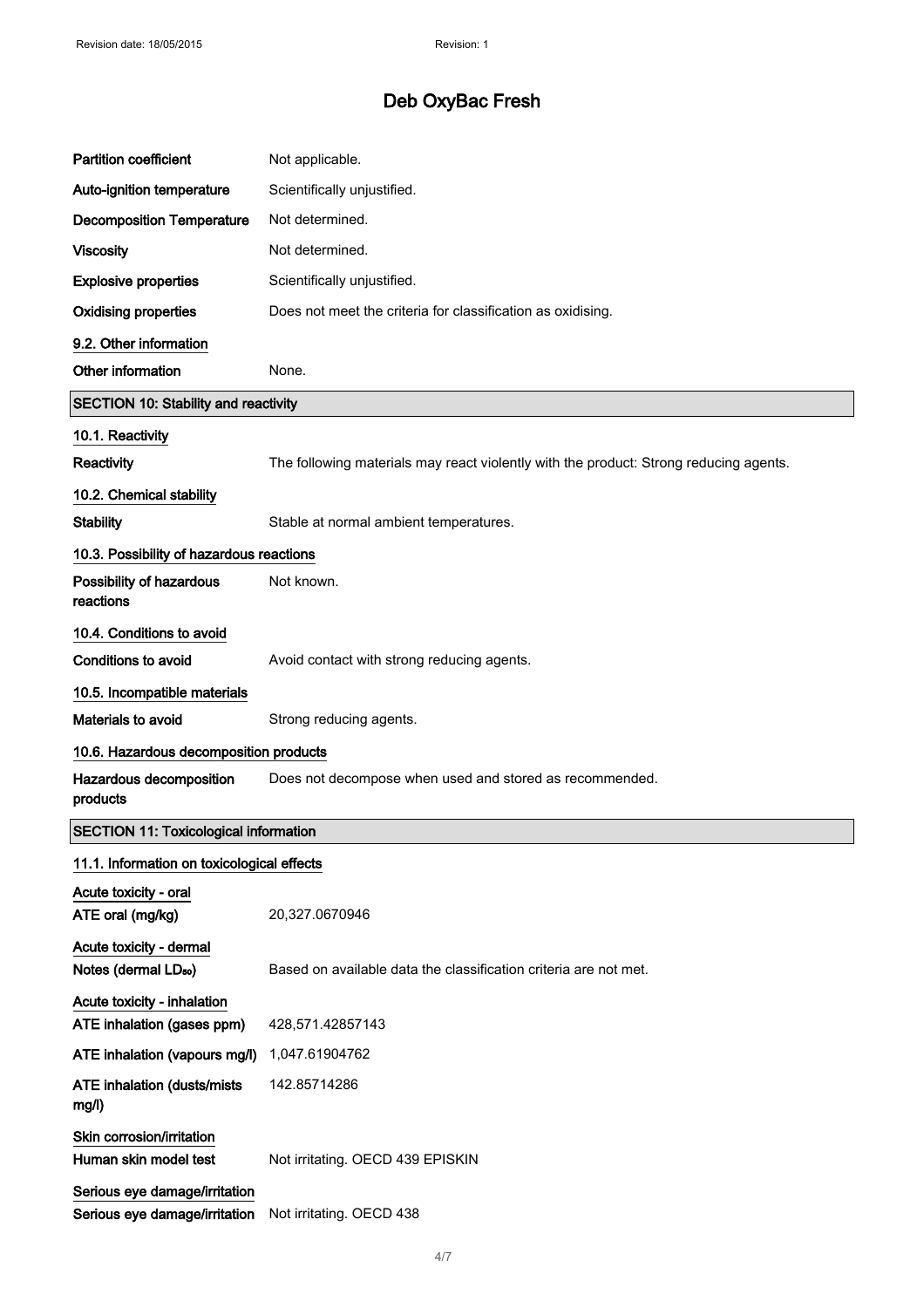| | |
|---|---|
| **Partition coefficient** | Not applicable. |
| **Auto-ignition temperature** | Scientifically unjustified. |
| **Decomposition Temperature** | Not determined. |
| **Viscosity** | Not determined. |
| **Explosive properties** | Scientifically unjustified. |
| **Oxidising properties** | Does not meet the criteria for classification as oxidising. |

### 9.2. Other information

| | |
|---|---|
| **Other information** | None. |

## SECTION 10: Stability and reactivity

### 10.1. Reactivity

| | |
|---|---|
| **Reactivity** | The following materials may react violently with the product: Strong reducing agents. |

### 10.2. Chemical stability

| | |
|---|---|
| **Stability** | Stable at normal ambient temperatures. |

### 10.3. Possibility of hazardous reactions

| | |
|---|---|
| **Possibility of hazardous reactions** | Not known. |

### 10.4. Conditions to avoid

| | |
|---|---|
| **Conditions to avoid** | Avoid contact with strong reducing agents. |

### 10.5. Incompatible materials

| | |
|---|---|
| **Materials to avoid** | Strong reducing agents. |

### 10.6. Hazardous decomposition products

| | |
|---|---|
| **Hazardous decomposition products** | Does not decompose when used and stored as recommended. |

## SECTION 11: Toxicological information

### 11.1. Information on toxicological effects

**Acute toxicity - oral**

| | |
|---|---|
| **ATE oral (mg/kg)** | 20,327.0670946 |

**Acute toxicity - dermal**

| | |
|---|---|
| **Notes (dermal $LD_{50}$)** | Based on available data the classification criteria are not met. |

**Acute toxicity - inhalation**

| | |
|---|---|
| **ATE inhalation (gases ppm)** | 428,571.42857143 |
| **ATE inhalation (vapours mg/l)** | 1,047.61904762 |
| **ATE inhalation (dusts/mists mg/l)** | 142.85714286 |

**Skin corrosion/irritation**

| | |
|---|---|
| **Human skin model test** | Not irritating. OECD 439 EPISKIN |

**Serious eye damage/irritation**

| | |
|---|---|
| **Serious eye damage/irritation** | Not irritating. OECD 438 |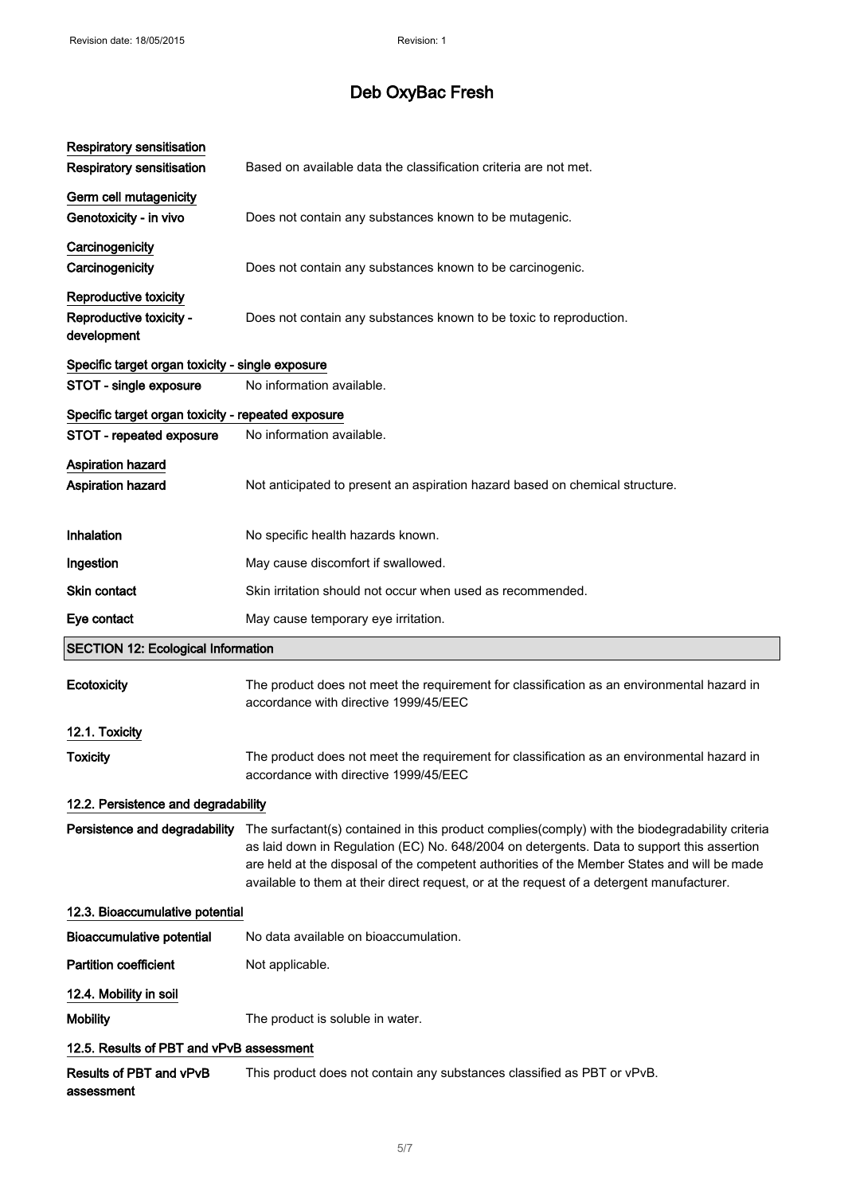**Respiratory sensitisation**

**Respiratory sensitisation** Based on available data the classification criteria are not met.

**Germ cell mutagenicity**

**Genotoxicity - in vivo** Does not contain any substances known to be mutagenic.

**Carcinogenicity**

**Carcinogenicity** Does not contain any substances known to be carcinogenic.

**Reproductive toxicity**

**Reproductive toxicity - development** Does not contain any substances known to be toxic to reproduction.

**Specific target organ toxicity - single exposure**

**STOT - single exposure** No information available.

**Specific target organ toxicity - repeated exposure**

**STOT - repeated exposure** No information available.

**Aspiration hazard**

**Aspiration hazard** Not anticipated to present an aspiration hazard based on chemical structure.

**Inhalation** No specific health hazards known.

**Ingestion** May cause discomfort if swallowed.

**Skin contact** Skin irritation should not occur when used as recommended.

**Eye contact** May cause temporary eye irritation.

## SECTION 12: Ecological Information

**Ecotoxicity** The product does not meet the requirement for classification as an environmental hazard in accordance with directive 1999/45/EEC

### 12.1. Toxicity

**Toxicity** The product does not meet the requirement for classification as an environmental hazard in accordance with directive 1999/45/EEC

### 12.2. Persistence and degradability

**Persistence and degradability** The surfactant(s) contained in this product complies(comply) with the biodegradability criteria as laid down in Regulation (EC) No. 648/2004 on detergents. Data to support this assertion are held at the disposal of the competent authorities of the Member States and will be made available to them at their direct request, or at the request of a detergent manufacturer.

### 12.3. Bioaccumulative potential

**Bioaccumulative potential** No data available on bioaccumulation.

**Partition coefficient** Not applicable.

### 12.4. Mobility in soil

**Mobility** The product is soluble in water.

### 12.5. Results of PBT and vPvB assessment

**Results of PBT and vPvB assessment** This product does not contain any substances classified as PBT or vPvB.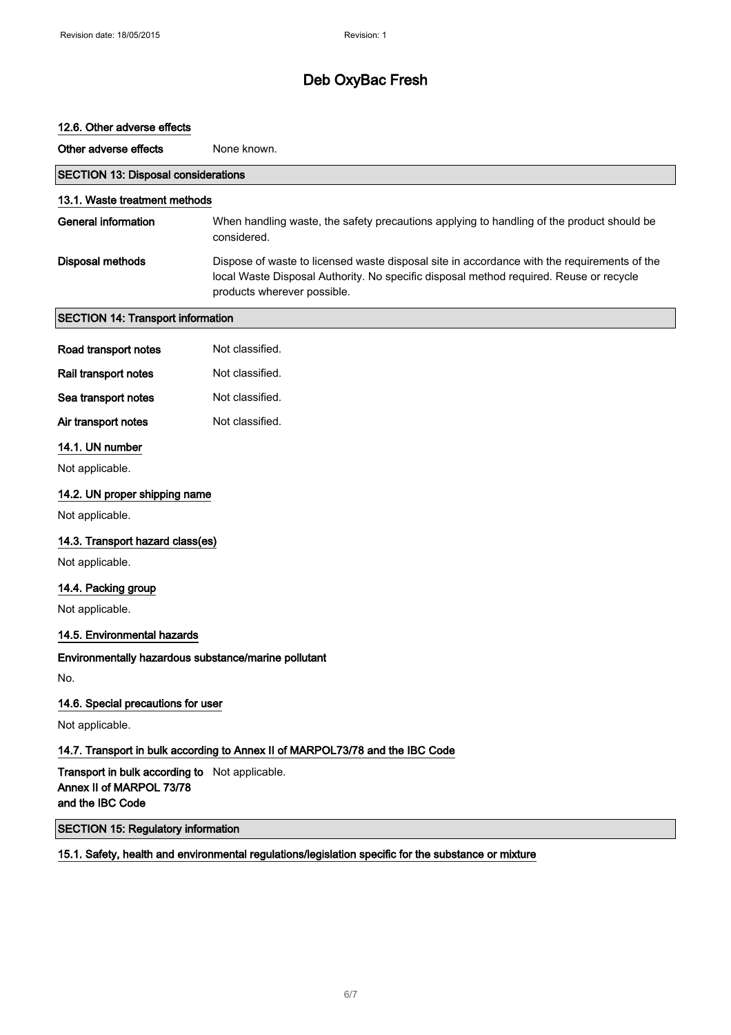### 12.6. Other adverse effects

**Other adverse effects** None known.

## SECTION 13: Disposal considerations

### 13.1. Waste treatment methods

**General information** When handling waste, the safety precautions applying to handling of the product should be considered.

**Disposal methods** Dispose of waste to licensed waste disposal site in accordance with the requirements of the local Waste Disposal Authority. No specific disposal method required. Reuse or recycle products wherever possible.

## SECTION 14: Transport information

**Road transport notes** Not classified.

**Rail transport notes** Not classified.

**Sea transport notes** Not classified.

**Air transport notes** Not classified.

### 14.1. UN number

Not applicable.

### 14.2. UN proper shipping name

Not applicable.

### 14.3. Transport hazard class(es)

Not applicable.

### 14.4. Packing group

Not applicable.

### 14.5. Environmental hazards

**Environmentally hazardous substance/marine pollutant**

No.

### 14.6. Special precautions for user

Not applicable.

### 14.7. Transport in bulk according to Annex II of MARPOL73/78 and the IBC Code

**Transport in bulk according to Annex II of MARPOL 73/78 and the IBC Code** Not applicable.

## SECTION 15: Regulatory information

### 15.1. Safety, health and environmental regulations/legislation specific for the substance or mixture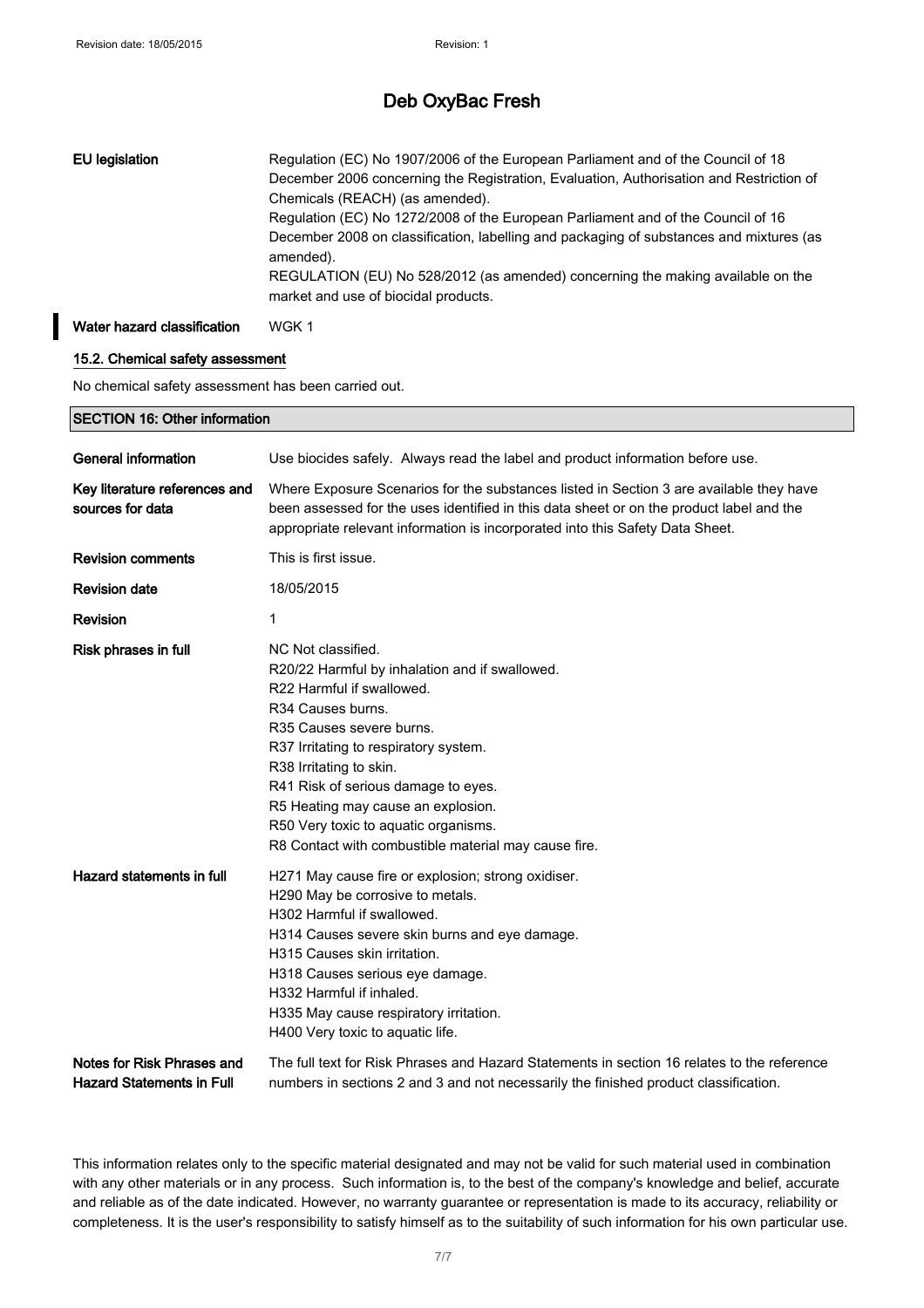# Deb OxyBac Fresh

**EU legislation**

Regulation (EC) No 1907/2006 of the European Parliament and of the Council of 18 December 2006 concerning the Registration, Evaluation, Authorisation and Restriction of Chemicals (REACH) (as amended).
Regulation (EC) No 1272/2008 of the European Parliament and of the Council of 16 December 2008 on classification, labelling and packaging of substances and mixtures (as amended).
REGULATION (EU) No 528/2012 (as amended) concerning the making available on the market and use of biocidal products.

**Water hazard classification** WGK 1

### 15.2. Chemical safety assessment

No chemical safety assessment has been carried out.

## SECTION 16: Other information

**General information**

Use biocides safely. Always read the label and product information before use.

**Key literature references and sources for data**

Where Exposure Scenarios for the substances listed in Section 3 are available they have been assessed for the uses identified in this data sheet or on the product label and the appropriate relevant information is incorporated into this Safety Data Sheet.

**Revision comments**

This is first issue.

**Revision date**

18/05/2015

**Revision**

1

**Risk phrases in full**

NC Not classified.
R20/22 Harmful by inhalation and if swallowed.
R22 Harmful if swallowed.
R34 Causes burns.
R35 Causes severe burns.
R37 Irritating to respiratory system.
R38 Irritating to skin.
R41 Risk of serious damage to eyes.
R5 Heating may cause an explosion.
R50 Very toxic to aquatic organisms.
R8 Contact with combustible material may cause fire.

**Hazard statements in full**

H271 May cause fire or explosion; strong oxidiser.
H290 May be corrosive to metals.
H302 Harmful if swallowed.
H314 Causes severe skin burns and eye damage.
H315 Causes skin irritation.
H318 Causes serious eye damage.
H332 Harmful if inhaled.
H335 May cause respiratory irritation.
H400 Very toxic to aquatic life.

**Notes for Risk Phrases and Hazard Statements in Full**

The full text for Risk Phrases and Hazard Statements in section 16 relates to the reference numbers in sections 2 and 3 and not necessarily the finished product classification.

This information relates only to the specific material designated and may not be valid for such material used in combination with any other materials or in any process. Such information is, to the best of the company's knowledge and belief, accurate and reliable as of the date indicated. However, no warranty guarantee or representation is made to its accuracy, reliability or completeness. It is the user's responsibility to satisfy himself as to the suitability of such information for his own particular use.